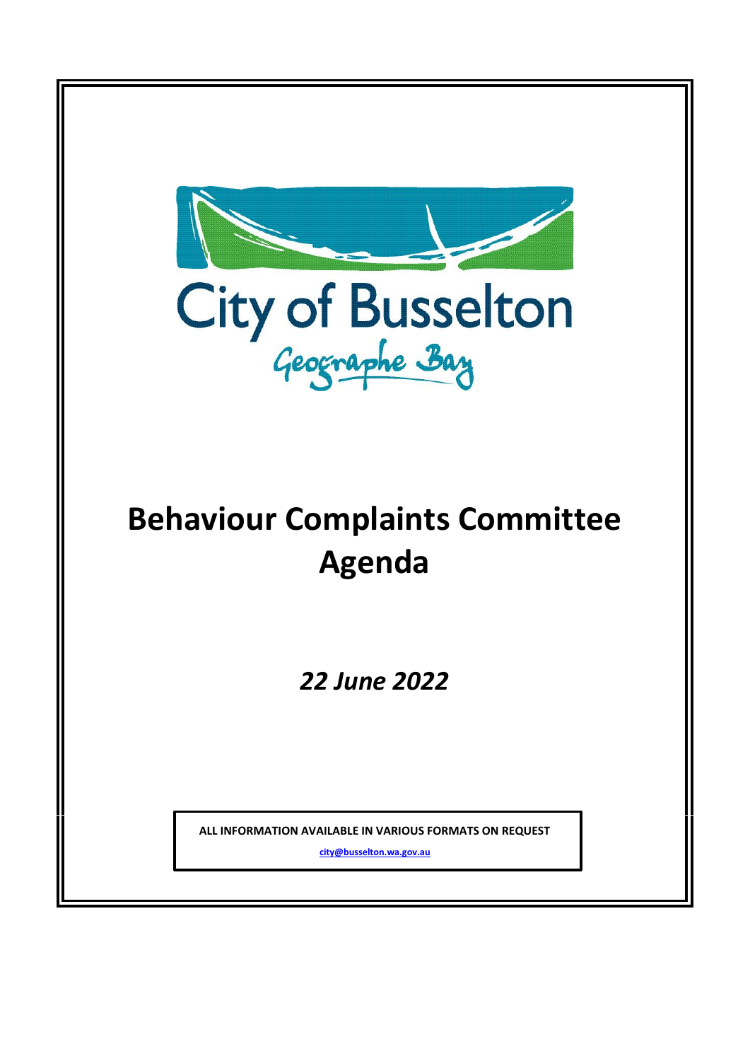City of Busselton

Geographe Bay

# Behaviour Complaints Committee Agenda

*22 June 2022*

**ALL INFORMATION AVAILABLE IN VARIOUS FORMATS ON REQUEST**

**city@busselton.wa.gov.au**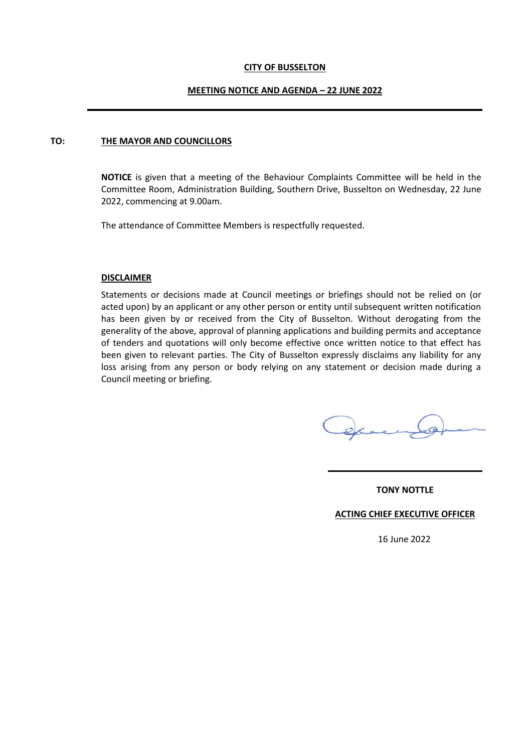**CITY OF BUSSELTON**

**MEETING NOTICE AND AGENDA – 22 JUNE 2022**

---

**TO: THE MAYOR AND COUNCILLORS**

**NOTICE** is given that a meeting of the Behaviour Complaints Committee will be held in the Committee Room, Administration Building, Southern Drive, Busselton on Wednesday, 22 June 2022, commencing at 9.00am.

The attendance of Committee Members is respectfully requested.

**DISCLAIMER**

Statements or decisions made at Council meetings or briefings should not be relied on (or acted upon) by an applicant or any other person or entity until subsequent written notification has been given by or received from the City of Busselton. Without derogating from the generality of the above, approval of planning applications and building permits and acceptance of tenders and quotations will only become effective once written notice to that effect has been given to relevant parties. The City of Busselton expressly disclaims any liability for any loss arising from any person or body relying on any statement or decision made during a Council meeting or briefing.

**TONY NOTTLE**

**ACTING CHIEF EXECUTIVE OFFICER**

16 June 2022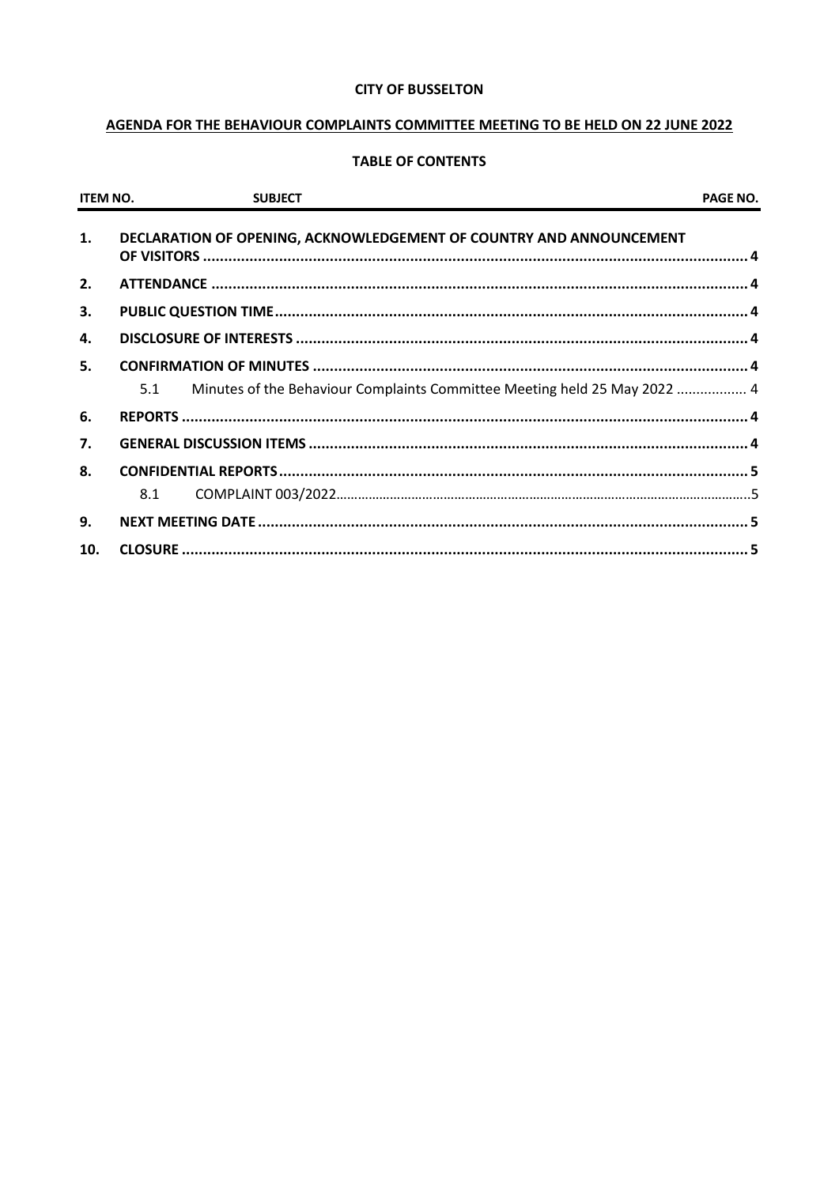**CITY OF BUSSELTON**

**AGENDA FOR THE BEHAVIOUR COMPLAINTS COMMITTEE MEETING TO BE HELD ON 22 JUNE 2022**

**TABLE OF CONTENTS**

| ITEM NO. | SUBJECT | PAGE NO. |
|---|---|---|
| **1.** | **DECLARATION OF OPENING, ACKNOWLEDGEMENT OF COUNTRY AND ANNOUNCEMENT OF VISITORS** | **4** |
| **2.** | **ATTENDANCE** | **4** |
| **3.** | **PUBLIC QUESTION TIME** | **4** |
| **4.** | **DISCLOSURE OF INTERESTS** | **4** |
| **5.** | **CONFIRMATION OF MINUTES** | **4** |
| 5.1 | Minutes of the Behaviour Complaints Committee Meeting held 25 May 2022 | 4 |
| **6.** | **REPORTS** | **4** |
| **7.** | **GENERAL DISCUSSION ITEMS** | **4** |
| **8.** | **CONFIDENTIAL REPORTS** | **5** |
| 8.1 | COMPLAINT 003/2022 | 5 |
| **9.** | **NEXT MEETING DATE** | **5** |
| **10.** | **CLOSURE** | **5** |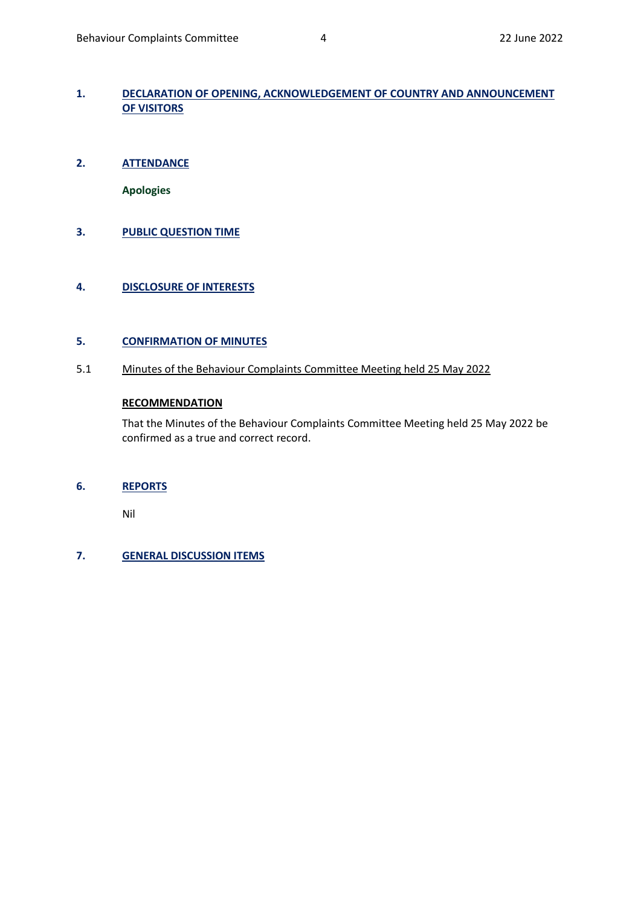## 1. DECLARATION OF OPENING, ACKNOWLEDGEMENT OF COUNTRY AND ANNOUNCEMENT OF VISITORS

## 2. ATTENDANCE

**Apologies**

## 3. PUBLIC QUESTION TIME

## 4. DISCLOSURE OF INTERESTS

## 5. CONFIRMATION OF MINUTES

### 5.1 Minutes of the Behaviour Complaints Committee Meeting held 25 May 2022

**RECOMMENDATION**

That the Minutes of the Behaviour Complaints Committee Meeting held 25 May 2022 be confirmed as a true and correct record.

## 6. REPORTS

Nil

## 7. GENERAL DISCUSSION ITEMS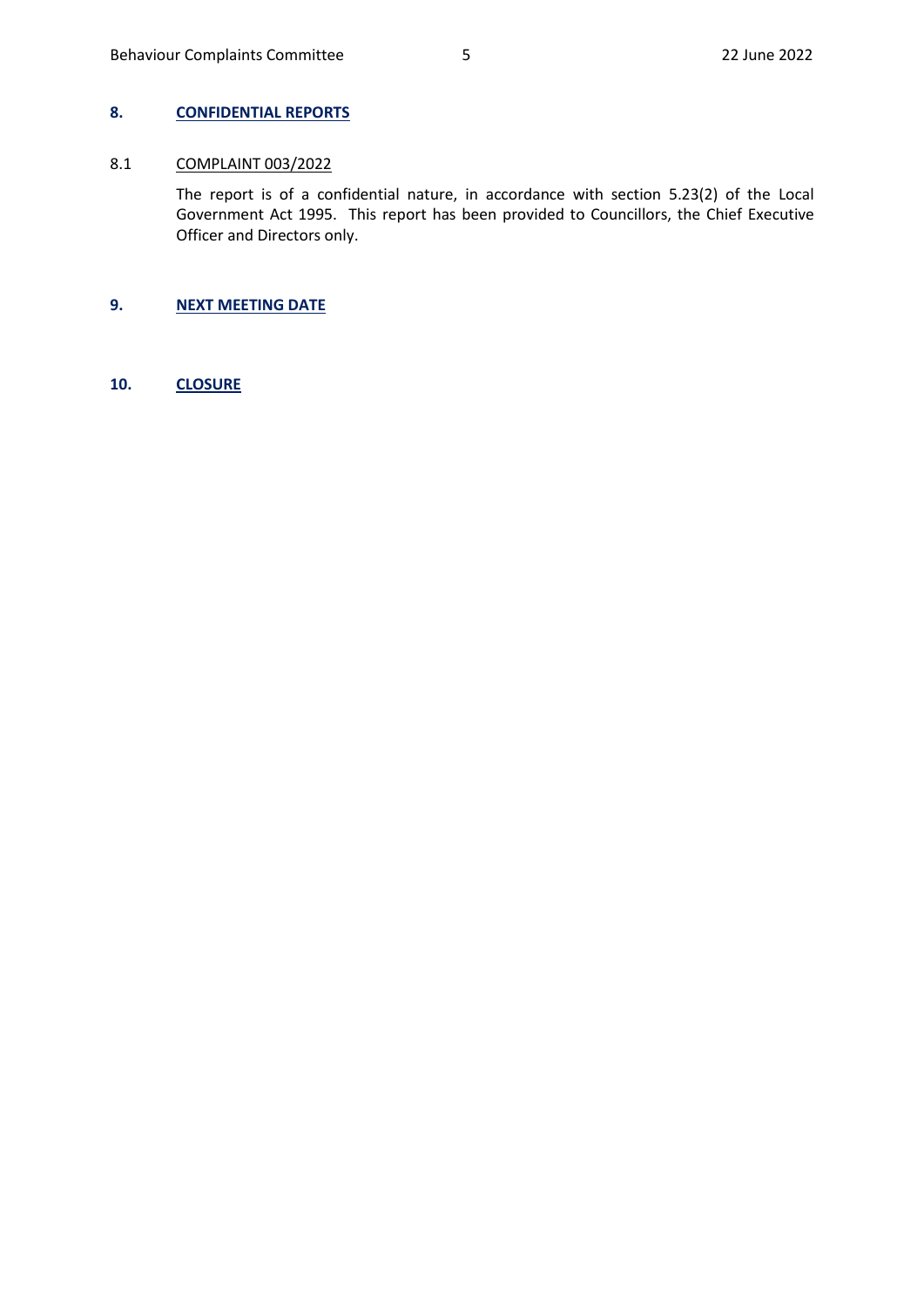## 8. CONFIDENTIAL REPORTS

### 8.1 COMPLAINT 003/2022

The report is of a confidential nature, in accordance with section 5.23(2) of the Local Government Act 1995. This report has been provided to Councillors, the Chief Executive Officer and Directors only.

## 9. NEXT MEETING DATE

## 10. CLOSURE